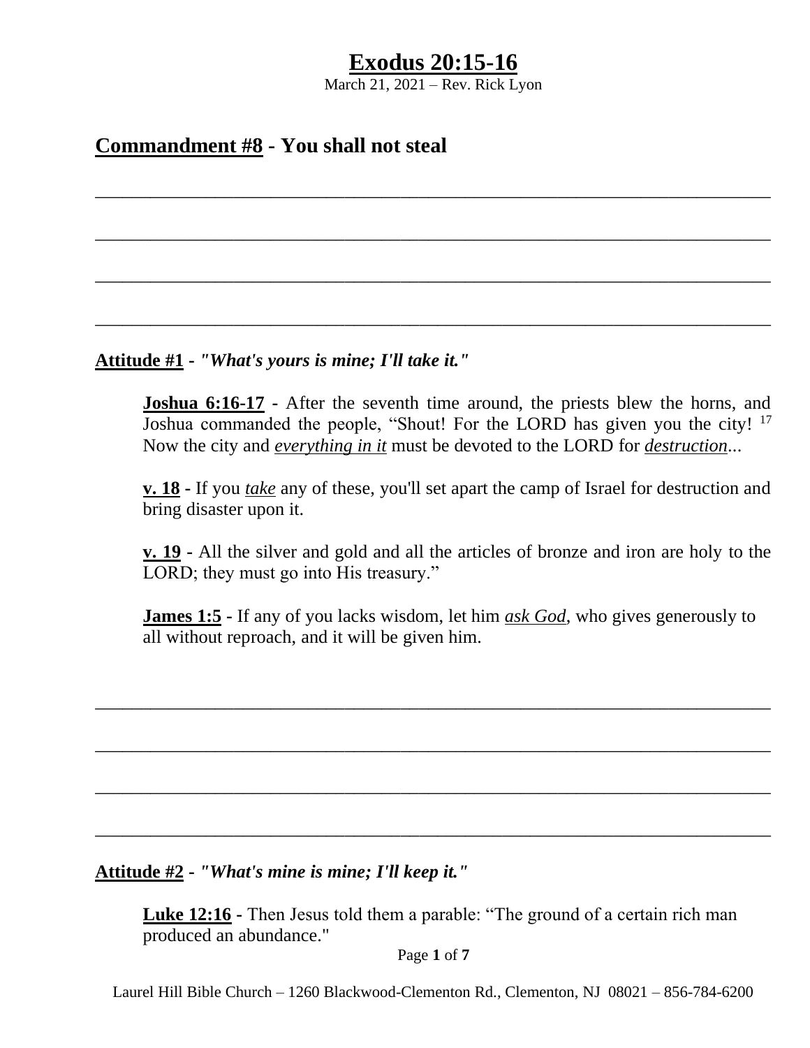# Exodus 20:15-16

March 21, 2021 – Rev. Rick Lyon

## Commandment #8 - You shall not steal

\_\_\_\_\_\_\_\_\_\_\_\_\_\_\_\_\_\_\_\_\_\_\_\_\_\_\_\_\_\_\_\_\_\_\_\_\_\_\_\_\_\_\_\_\_\_\_\_\_\_\_\_\_\_\_\_\_\_\_\_\_\_\_\_\_\_\_\_\_\_

\_\_\_\_\_\_\_\_\_\_\_\_\_\_\_\_\_\_\_\_\_\_\_\_\_\_\_\_\_\_\_\_\_\_\_\_\_\_\_\_\_\_\_\_\_\_\_\_\_\_\_\_\_\_\_\_\_\_\_\_\_\_\_\_\_\_\_\_\_\_

\_\_\_\_\_\_\_\_\_\_\_\_\_\_\_\_\_\_\_\_\_\_\_\_\_\_\_\_\_\_\_\_\_\_\_\_\_\_\_\_\_\_\_\_\_\_\_\_\_\_\_\_\_\_\_\_\_\_\_\_\_\_\_\_\_\_\_\_\_\_

\_\_\_\_\_\_\_\_\_\_\_\_\_\_\_\_\_\_\_\_\_\_\_\_\_\_\_\_\_\_\_\_\_\_\_\_\_\_\_\_\_\_\_\_\_\_\_\_\_\_\_\_\_\_\_\_\_\_\_\_\_\_\_\_\_\_\_\_\_\_

**Attitude #1** - ***"What's yours is mine; I'll take it."***

> **Joshua 6:16-17** - After the seventh time around, the priests blew the horns, and Joshua commanded the people, "Shout! For the LORD has given you the city! [17] Now the city and *everything in it* must be devoted to the LORD for *destruction*...
>
> **v. 18** - If you *take* any of these, you'll set apart the camp of Israel for destruction and bring disaster upon it.
>
> **v. 19** - All the silver and gold and all the articles of bronze and iron are holy to the LORD; they must go into His treasury."
>
> **James 1:5** - If any of you lacks wisdom, let him *ask God*, who gives generously to all without reproach, and it will be given him.

\_\_\_\_\_\_\_\_\_\_\_\_\_\_\_\_\_\_\_\_\_\_\_\_\_\_\_\_\_\_\_\_\_\_\_\_\_\_\_\_\_\_\_\_\_\_\_\_\_\_\_\_\_\_\_\_\_\_\_\_\_\_\_\_\_\_\_\_\_\_

\_\_\_\_\_\_\_\_\_\_\_\_\_\_\_\_\_\_\_\_\_\_\_\_\_\_\_\_\_\_\_\_\_\_\_\_\_\_\_\_\_\_\_\_\_\_\_\_\_\_\_\_\_\_\_\_\_\_\_\_\_\_\_\_\_\_\_\_\_\_

\_\_\_\_\_\_\_\_\_\_\_\_\_\_\_\_\_\_\_\_\_\_\_\_\_\_\_\_\_\_\_\_\_\_\_\_\_\_\_\_\_\_\_\_\_\_\_\_\_\_\_\_\_\_\_\_\_\_\_\_\_\_\_\_\_\_\_\_\_\_

\_\_\_\_\_\_\_\_\_\_\_\_\_\_\_\_\_\_\_\_\_\_\_\_\_\_\_\_\_\_\_\_\_\_\_\_\_\_\_\_\_\_\_\_\_\_\_\_\_\_\_\_\_\_\_\_\_\_\_\_\_\_\_\_\_\_\_\_\_\_

**Attitude #2** - ***"What's mine is mine; I'll keep it."***

> **Luke 12:16** - Then Jesus told them a parable: "The ground of a certain rich man produced an abundance."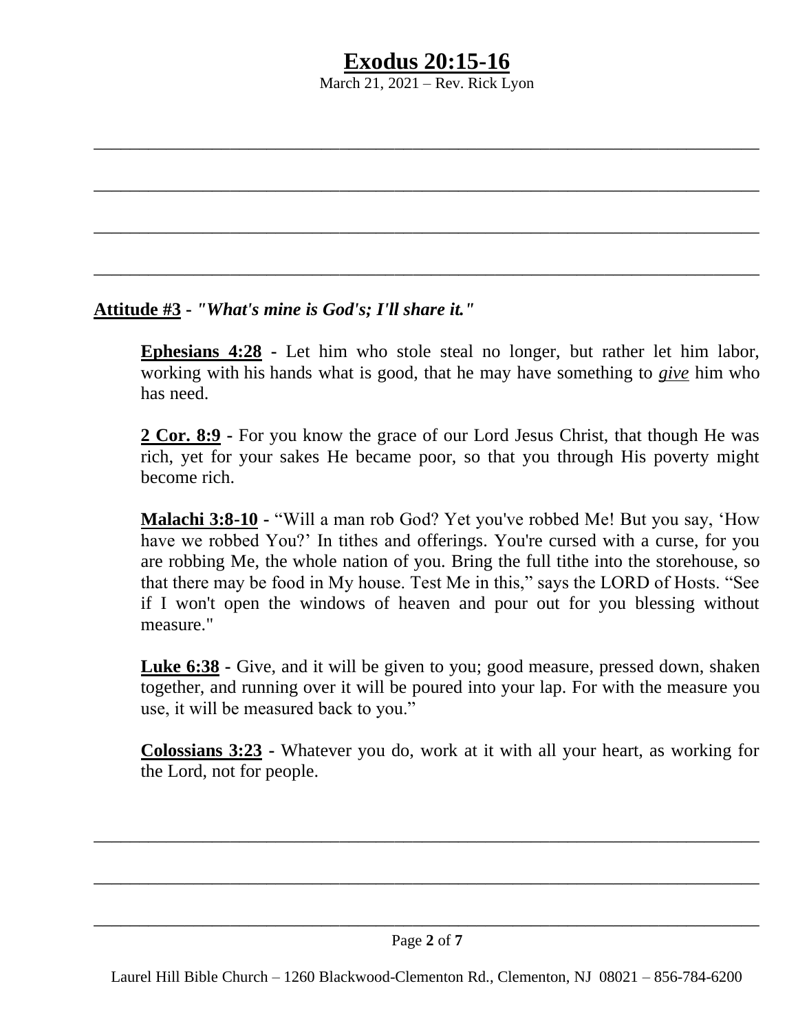**Attitude #3** - ***"What's mine is God's; I'll share it."***

> **Ephesians 4:28** - Let him who stole steal no longer, but rather let him labor, working with his hands what is good, that he may have something to ***give*** him who has need.
>
> **2 Cor. 8:9** - For you know the grace of our Lord Jesus Christ, that though He was rich, yet for your sakes He became poor, so that you through His poverty might become rich.
>
> **Malachi 3:8-10** - "Will a man rob God? Yet you've robbed Me! But you say, 'How have we robbed You?' In tithes and offerings. You're cursed with a curse, for you are robbing Me, the whole nation of you. Bring the full tithe into the storehouse, so that there may be food in My house. Test Me in this," says the LORD of Hosts. "See if I won't open the windows of heaven and pour out for you blessing without measure."
>
> **Luke 6:38** - Give, and it will be given to you; good measure, pressed down, shaken together, and running over it will be poured into your lap. For with the measure you use, it will be measured back to you."
>
> **Colossians 3:23** - Whatever you do, work at it with all your heart, as working for the Lord, not for people.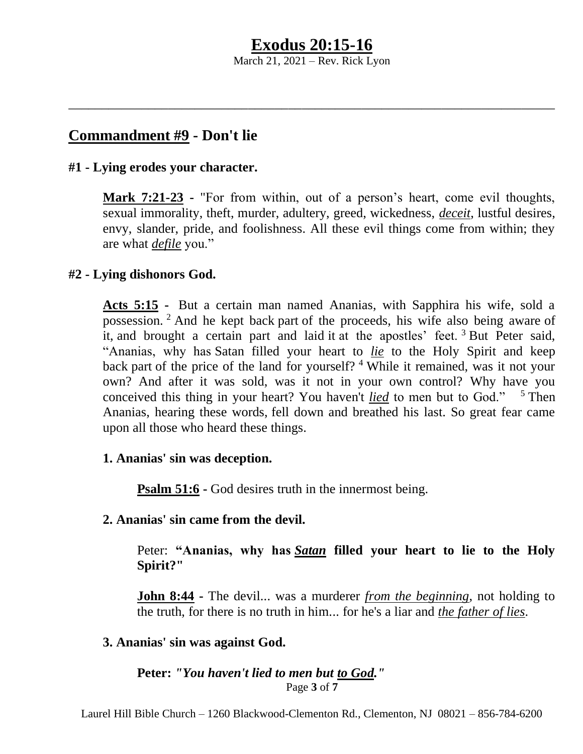# Exodus 20:15-16

March 21, 2021 – Rev. Rick Lyon

---

## Commandment #9 - Don't lie

### #1 - Lying erodes your character.

> **Mark 7:21-23** - "For from within, out of a person's heart, come evil thoughts, sexual immorality, theft, murder, adultery, greed, wickedness, ***deceit***, lustful desires, envy, slander, pride, and foolishness. All these evil things come from within; they are what ***defile*** you."

### #2 - Lying dishonors God.

> **Acts 5:15** - But a certain man named Ananias, with Sapphira his wife, sold a possession. [2] And he kept back part of the proceeds, his wife also being aware of it, and brought a certain part and laid it at the apostles' feet. [3] But Peter said, "Ananias, why has Satan filled your heart to ***lie*** to the Holy Spirit and keep back part of the price of the land for yourself? [4] While it remained, was it not your own? And after it was sold, was it not in your own control? Why have you conceived this thing in your heart? You haven't ***lied*** to men but to God." [5] Then Ananias, hearing these words, fell down and breathed his last. So great fear came upon all those who heard these things.

**1. Ananias' sin was deception.**

> **Psalm 51:6** - God desires truth in the innermost being.

**2. Ananias' sin came from the devil.**

> Peter: **"Ananias, why has *Satan* filled your heart to lie to the Holy Spirit?"**
>
> **John 8:44** - The devil... was a murderer *from the beginning*, not holding to the truth, for there is no truth in him... for he's a liar and *the father of lies*.

**3. Ananias' sin was against God.**

> **Peter: *"You haven't lied to men but to God."***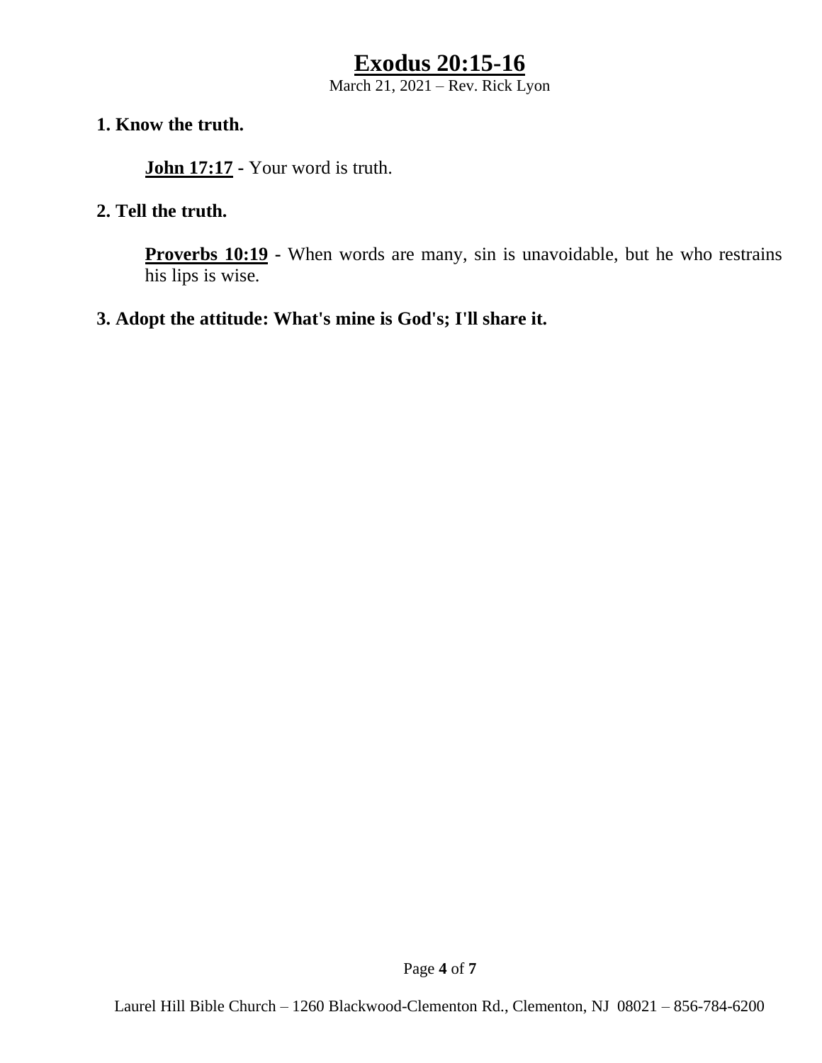# Exodus 20:15-16

March 21, 2021 – Rev. Rick Lyon

**1. Know the truth.**

**John 17:17** - Your word is truth.

**2. Tell the truth.**

**Proverbs 10:19** - When words are many, sin is unavoidable, but he who restrains his lips is wise.

**3. Adopt the attitude: What's mine is God's; I'll share it.**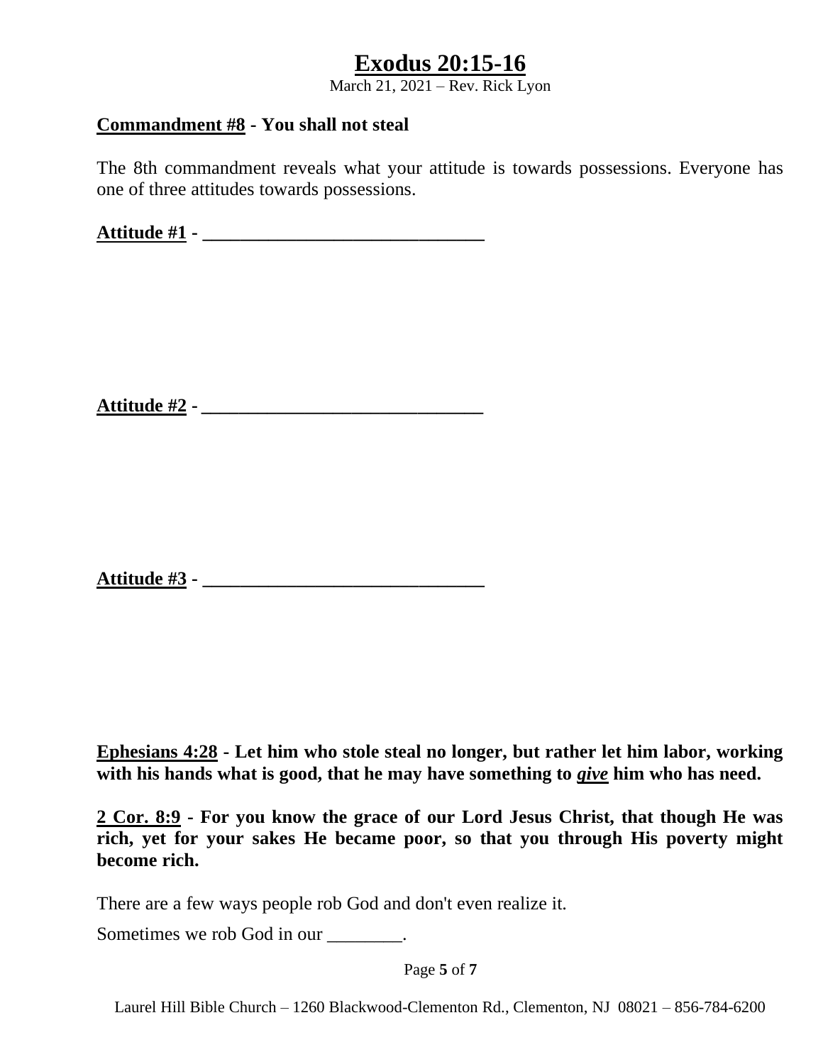# Exodus 20:15-16

March 21, 2021 – Rev. Rick Lyon

**Commandment #8 - You shall not steal**

The 8th commandment reveals what your attitude is towards possessions. Everyone has one of three attitudes towards possessions.

**Attitude #1 - ______________________________**

**Attitude #2 - ______________________________**

**Attitude #3 - ______________________________**

**Ephesians 4:28 - Let him who stole steal no longer, but rather let him labor, working with his hands what is good, that he may have something to *give* him who has need.**

**2 Cor. 8:9 - For you know the grace of our Lord Jesus Christ, that though He was rich, yet for your sakes He became poor, so that you through His poverty might become rich.**

There are a few ways people rob God and don't even realize it.

Sometimes we rob God in our ________.

Laurel Hill Bible Church – 1260 Blackwood-Clementon Rd., Clementon, NJ 08021 – 856-784-6200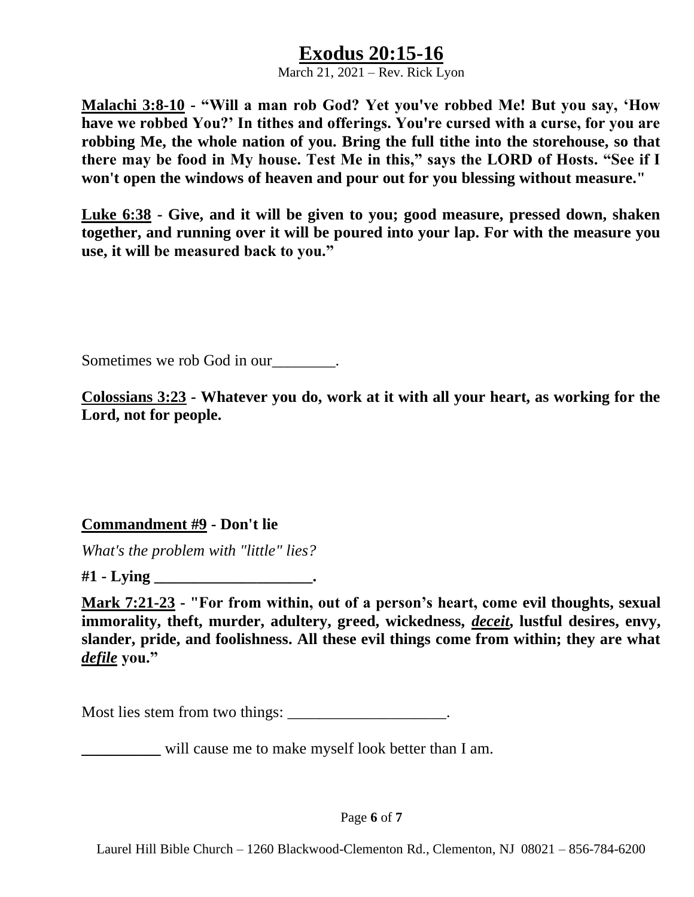# Exodus 20:15-16

March 21, 2021 – Rev. Rick Lyon

**Malachi 3:8-10 - "Will a man rob God? Yet you've robbed Me! But you say, 'How have we robbed You?' In tithes and offerings. You're cursed with a curse, for you are robbing Me, the whole nation of you. Bring the full tithe into the storehouse, so that there may be food in My house. Test Me in this," says the LORD of Hosts. "See if I won't open the windows of heaven and pour out for you blessing without measure."**

**Luke 6:38 - Give, and it will be given to you; good measure, pressed down, shaken together, and running over it will be poured into your lap. For with the measure you use, it will be measured back to you."**

Sometimes we rob God in our________.

**Colossians 3:23 - Whatever you do, work at it with all your heart, as working for the Lord, not for people.**

**Commandment #9 - Don't lie**

*What's the problem with "little" lies?*

**#1 - Lying ____________________.**

**Mark 7:21-23 - "For from within, out of a person's heart, come evil thoughts, sexual immorality, theft, murder, adultery, greed, wickedness, *deceit*, lustful desires, envy, slander, pride, and foolishness. All these evil things come from within; they are what *defile* you."**

Most lies stem from two things: ____________________.

**__________** will cause me to make myself look better than I am.

Laurel Hill Bible Church – 1260 Blackwood-Clementon Rd., Clementon, NJ 08021 – 856-784-6200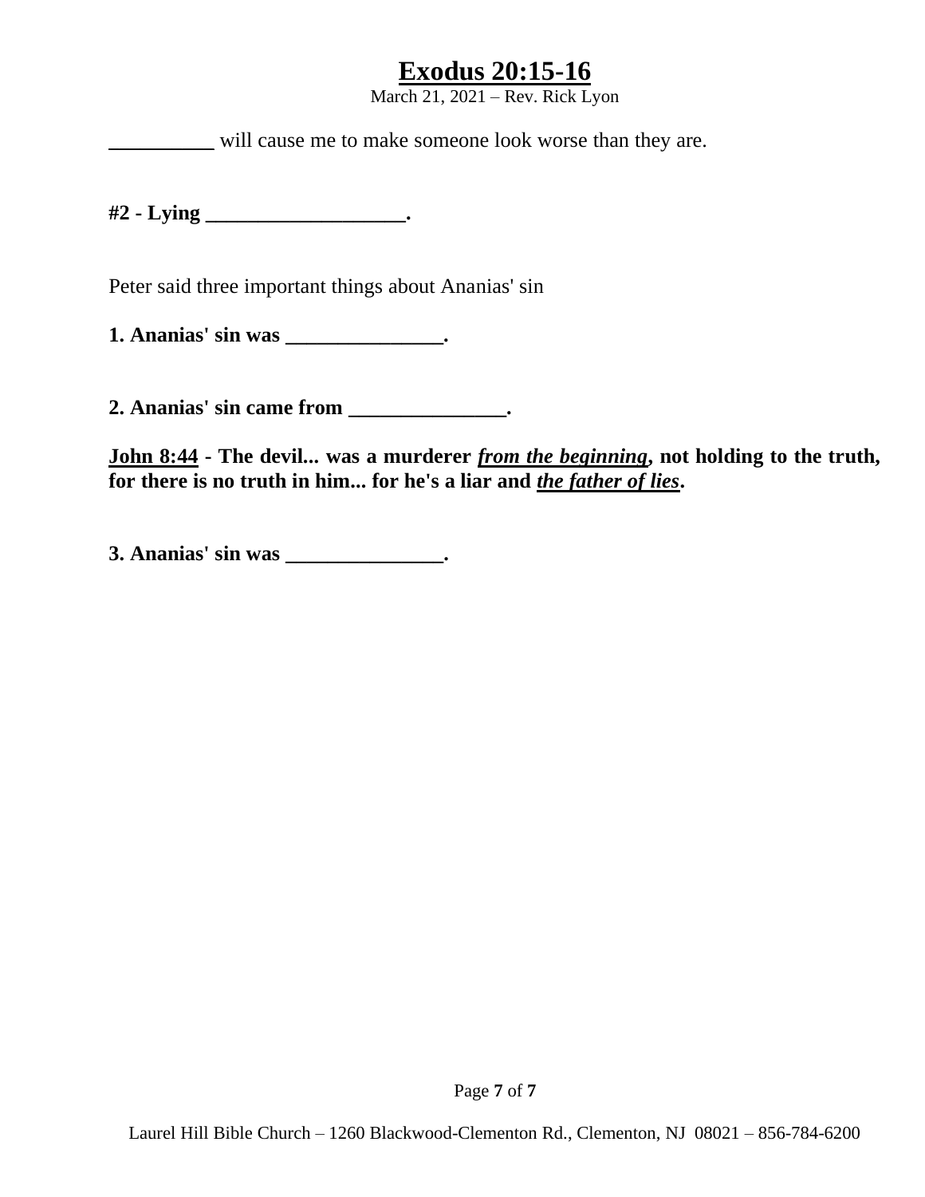__________ will cause me to make someone look worse than they are.

**#2 - Lying ___________________.**

Peter said three important things about Ananias' sin

**1. Ananias' sin was _______________.**

**2. Ananias' sin came from _______________.**

**John 8:44 - The devil... was a murderer *from the beginning*, not holding to the truth, for there is no truth in him... for he's a liar and *the father of lies*.**

**3. Ananias' sin was _______________.**